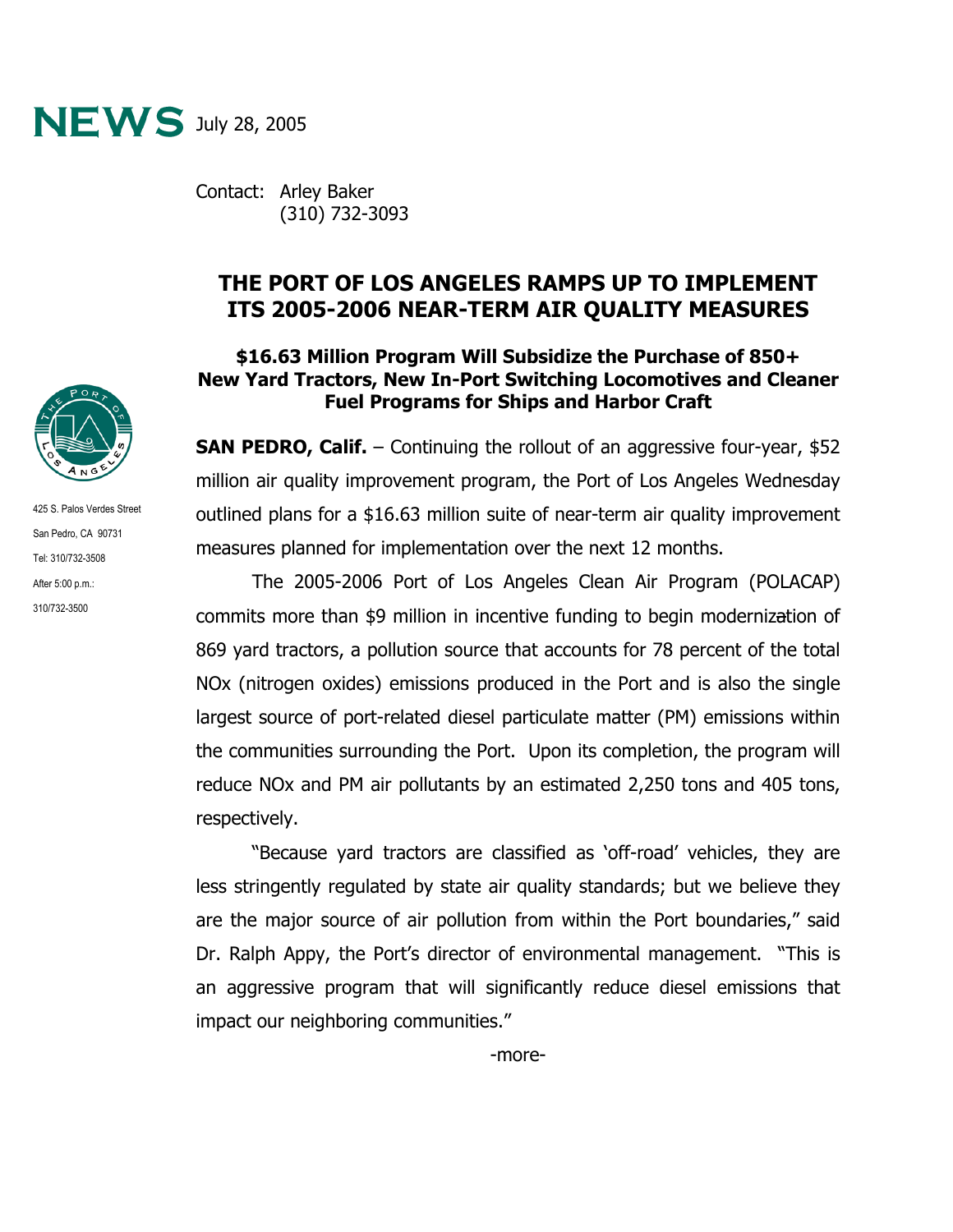# NEWS July 28, 2005

Contact: Arley Baker
(310) 732-3093

425 S. Palos Verdes Street
San Pedro, CA 90731
Tel: 310/732-3508
After 5:00 p.m.:
310/732-3500

## THE PORT OF LOS ANGELES RAMPS UP TO IMPLEMENT ITS 2005-2006 NEAR-TERM AIR QUALITY MEASURES

### $16.63 Million Program Will Subsidize the Purchase of 850+ New Yard Tractors, New In-Port Switching Locomotives and Cleaner Fuel Programs for Ships and Harbor Craft

**SAN PEDRO, Calif.** – Continuing the rollout of an aggressive four-year, $52 million air quality improvement program, the Port of Los Angeles Wednesday outlined plans for a $16.63 million suite of near-term air quality improvement measures planned for implementation over the next 12 months.

The 2005-2006 Port of Los Angeles Clean Air Program (POLACAP) commits more than $9 million in incentive funding to begin modernization of 869 yard tractors, a pollution source that accounts for 78 percent of the total NOx (nitrogen oxides) emissions produced in the Port and is also the single largest source of port-related diesel particulate matter (PM) emissions within the communities surrounding the Port. Upon its completion, the program will reduce NOx and PM air pollutants by an estimated 2,250 tons and 405 tons, respectively.

"Because yard tractors are classified as 'off-road' vehicles, they are less stringently regulated by state air quality standards; but we believe they are the major source of air pollution from within the Port boundaries," said Dr. Ralph Appy, the Port's director of environmental management. "This is an aggressive program that will significantly reduce diesel emissions that impact our neighboring communities."

-more-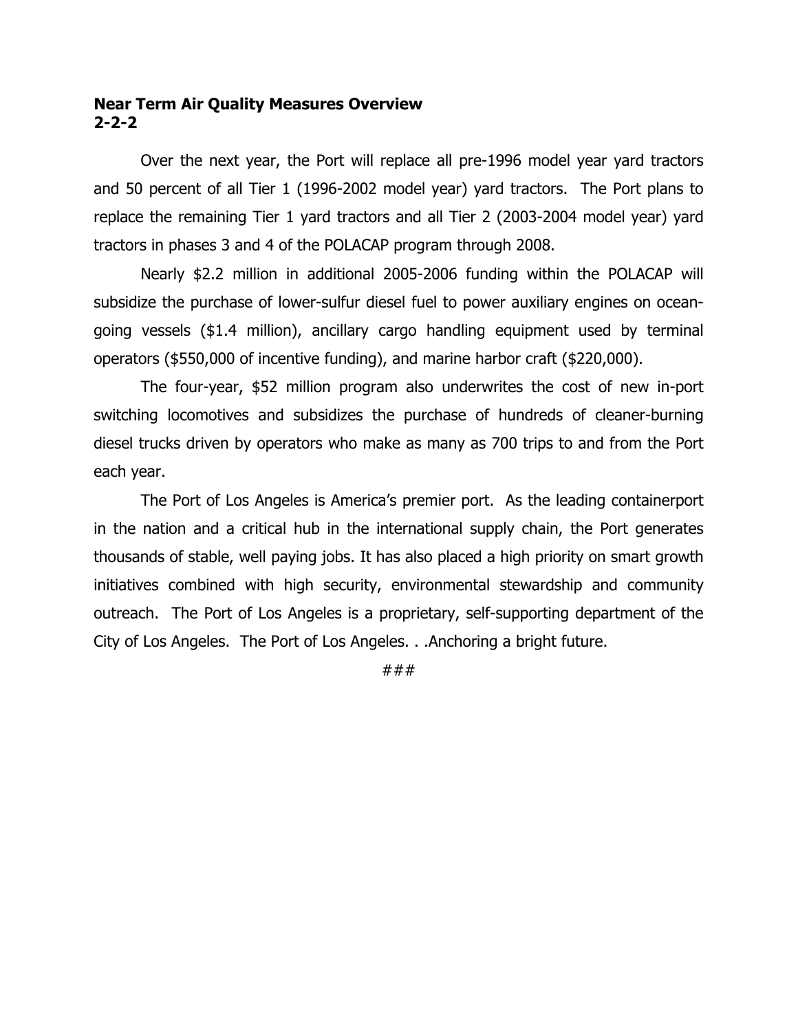**Near Term Air Quality Measures Overview**
**2-2-2**

Over the next year, the Port will replace all pre-1996 model year yard tractors and 50 percent of all Tier 1 (1996-2002 model year) yard tractors. The Port plans to replace the remaining Tier 1 yard tractors and all Tier 2 (2003-2004 model year) yard tractors in phases 3 and 4 of the POLACAP program through 2008.

Nearly $2.2 million in additional 2005-2006 funding within the POLACAP will subsidize the purchase of lower-sulfur diesel fuel to power auxiliary engines on ocean-going vessels ($1.4 million), ancillary cargo handling equipment used by terminal operators ($550,000 of incentive funding), and marine harbor craft ($220,000).

The four-year, $52 million program also underwrites the cost of new in-port switching locomotives and subsidizes the purchase of hundreds of cleaner-burning diesel trucks driven by operators who make as many as 700 trips to and from the Port each year.

The Port of Los Angeles is America's premier port. As the leading containerport in the nation and a critical hub in the international supply chain, the Port generates thousands of stable, well paying jobs. It has also placed a high priority on smart growth initiatives combined with high security, environmental stewardship and community outreach. The Port of Los Angeles is a proprietary, self-supporting department of the City of Los Angeles. The Port of Los Angeles. . .Anchoring a bright future.

###